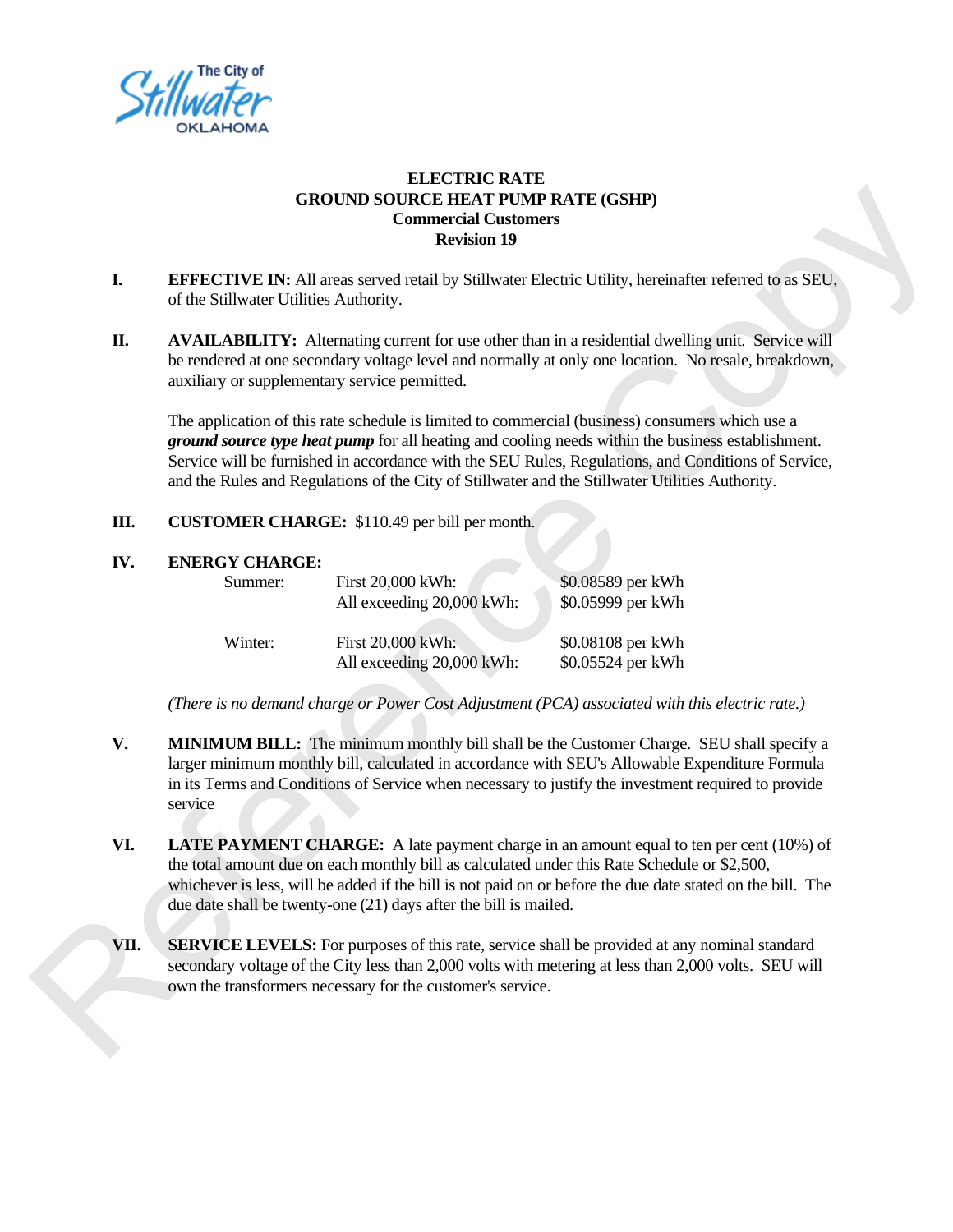# ELECTRIC RATE
## GROUND SOURCE HEAT PUMP RATE (GSHP)
### Commercial Customers
### Revision 19

**I. EFFECTIVE IN:** All areas served retail by Stillwater Electric Utility, hereinafter referred to as SEU, of the Stillwater Utilities Authority.

**II. AVAILABILITY:** Alternating current for use other than in a residential dwelling unit. Service will be rendered at one secondary voltage level and normally at only one location. No resale, breakdown, auxiliary or supplementary service permitted.

The application of this rate schedule is limited to commercial (business) consumers which use a ***ground source type heat pump*** for all heating and cooling needs within the business establishment. Service will be furnished in accordance with the SEU Rules, Regulations, and Conditions of Service, and the Rules and Regulations of the City of Stillwater and the Stillwater Utilities Authority.

**III. CUSTOMER CHARGE:** $110.49 per bill per month.

**IV. ENERGY CHARGE:**

| | | |
|---|---|---|
| Summer: | First 20,000 kWh: | $0.08589 per kWh |
| | All exceeding 20,000 kWh: | $0.05999 per kWh |
| Winter: | First 20,000 kWh: | $0.08108 per kWh |
| | All exceeding 20,000 kWh: | $0.05524 per kWh |

*(There is no demand charge or Power Cost Adjustment (PCA) associated with this electric rate.)*

**V. MINIMUM BILL:** The minimum monthly bill shall be the Customer Charge. SEU shall specify a larger minimum monthly bill, calculated in accordance with SEU's Allowable Expenditure Formula in its Terms and Conditions of Service when necessary to justify the investment required to provide service

**VI. LATE PAYMENT CHARGE:** A late payment charge in an amount equal to ten per cent (10%) of the total amount due on each monthly bill as calculated under this Rate Schedule or $2,500, whichever is less, will be added if the bill is not paid on or before the due date stated on the bill. The due date shall be twenty-one (21) days after the bill is mailed.

**VII. SERVICE LEVELS:** For purposes of this rate, service shall be provided at any nominal standard secondary voltage of the City less than 2,000 volts with metering at less than 2,000 volts. SEU will own the transformers necessary for the customer's service.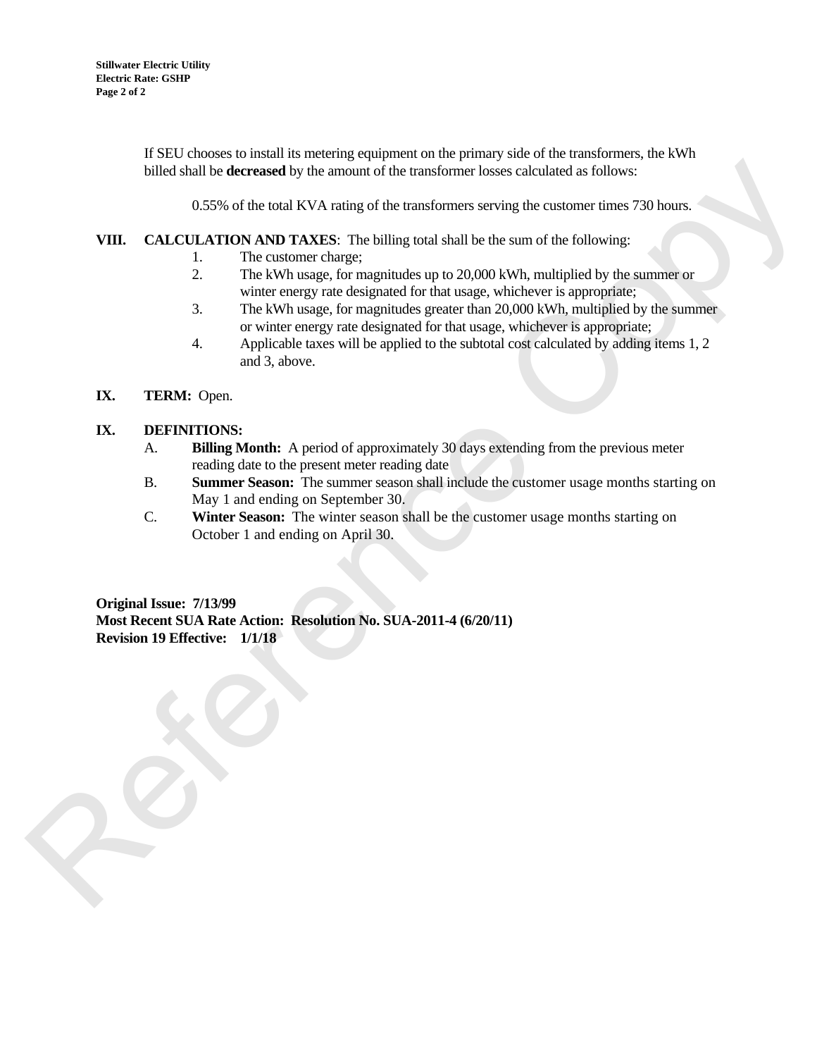If SEU chooses to install its metering equipment on the primary side of the transformers, the kWh billed shall be **decreased** by the amount of the transformer losses calculated as follows:

0.55% of the total KVA rating of the transformers serving the customer times 730 hours.

**VIII. CALCULATION AND TAXES**: The billing total shall be the sum of the following:

1. The customer charge;
2. The kWh usage, for magnitudes up to 20,000 kWh, multiplied by the summer or winter energy rate designated for that usage, whichever is appropriate;
3. The kWh usage, for magnitudes greater than 20,000 kWh, multiplied by the summer or winter energy rate designated for that usage, whichever is appropriate;
4. Applicable taxes will be applied to the subtotal cost calculated by adding items 1, 2 and 3, above.

**IX. TERM:** Open.

**IX. DEFINITIONS:**

A. **Billing Month:** A period of approximately 30 days extending from the previous meter reading date to the present meter reading date

B. **Summer Season:** The summer season shall include the customer usage months starting on May 1 and ending on September 30.

C. **Winter Season:** The winter season shall be the customer usage months starting on October 1 and ending on April 30.

**Original Issue: 7/13/99**
**Most Recent SUA Rate Action: Resolution No. SUA-2011-4 (6/20/11)**
**Revision 19 Effective: 1/1/18**